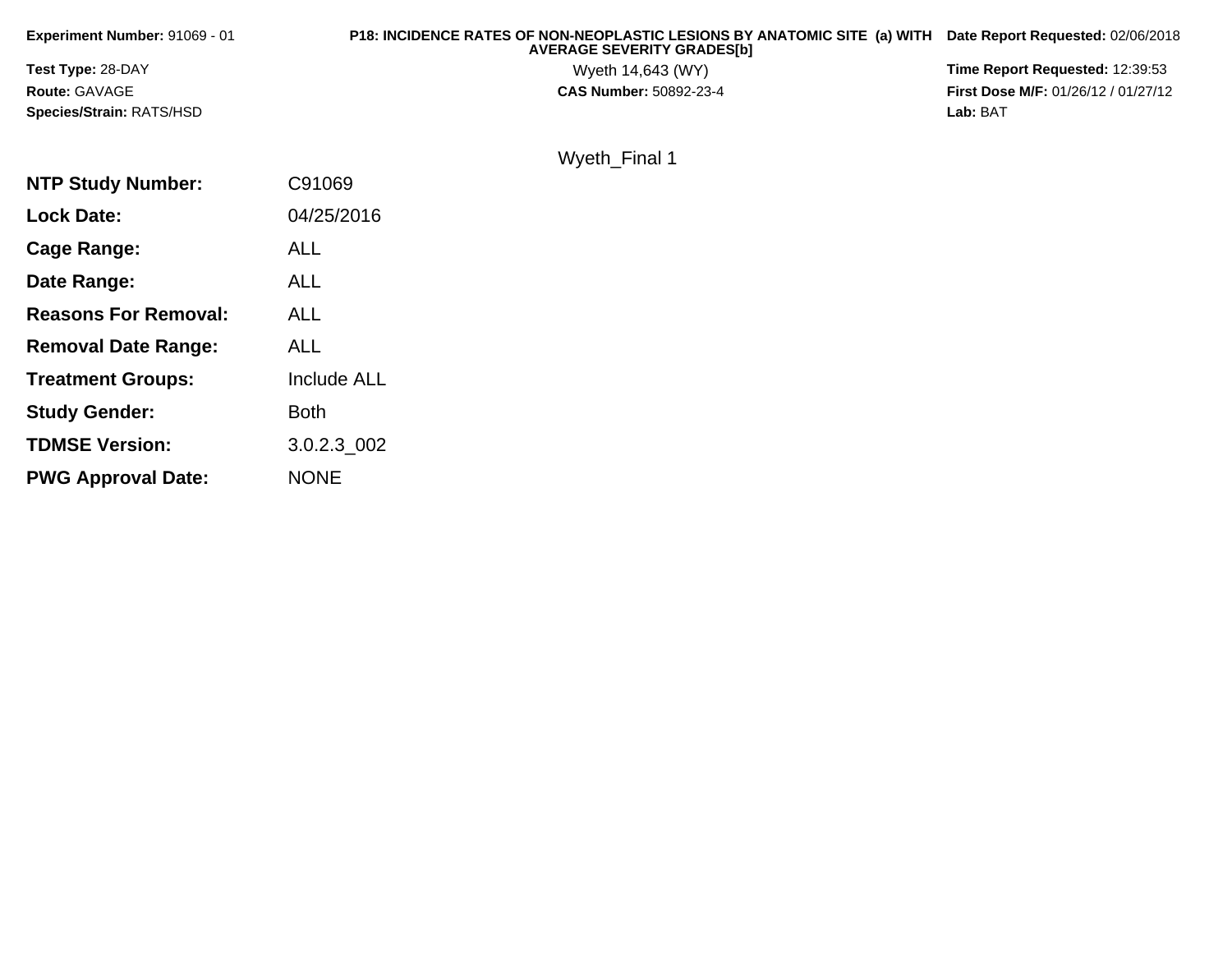**Experiment Number:** 91069 - 01

**P18: INCIDENCE RATES OF NON-NEOPLASTIC LESIONS BY ANATOMIC SITE (a) WITH AVERAGE SEVERITY GRADES[b]**

**Date Report Requested:** 02/06/2018

**Test Type:** 28-DAY

Wyeth 14,643 (WY)

**Time Report Requested:** 12:39:53

**Route:** GAVAGE

**CAS Number:** 50892-23-4

**First Dose M/F:** 01/26/12 / 01/27/12

**Species/Strain:** RATS/HSD

**Lab:** BAT

Wyeth_Final 1

| | |
|---|---|
| **NTP Study Number:** | C91069 |
| **Lock Date:** | 04/25/2016 |
| **Cage Range:** | ALL |
| **Date Range:** | ALL |
| **Reasons For Removal:** | ALL |
| **Removal Date Range:** | ALL |
| **Treatment Groups:** | Include ALL |
| **Study Gender:** | Both |
| **TDMSE Version:** | 3.0.2.3_002 |
| **PWG Approval Date:** | NONE |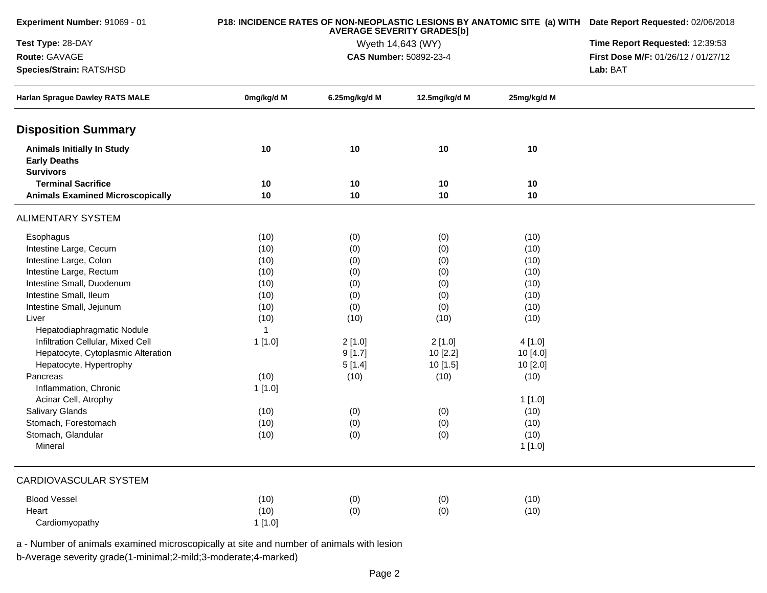**Experiment Number:** 91069 - 01

**Test Type:** 28-DAY

**Route:** GAVAGE

**Species/Strain:** RATS/HSD

**P18: INCIDENCE RATES OF NON-NEOPLASTIC LESIONS BY ANATOMIC SITE (a) WITH AVERAGE SEVERITY GRADES[b]**

Wyeth 14,643 (WY)

**CAS Number:** 50892-23-4

**Date Report Requested:** 02/06/2018

**Time Report Requested:** 12:39:53

**First Dose M/F:** 01/26/12 / 01/27/12

**Lab:** BAT

| Harlan Sprague Dawley RATS MALE | 0mg/kg/d M | 6.25mg/kg/d M | 12.5mg/kg/d M | 25mg/kg/d M |
|---|---|---|---|---|
| **Disposition Summary** | | | | |
| **Animals Initially In Study** | 10 | 10 | 10 | 10 |
| **Early Deaths** | | | | |
| **Survivors** | | | | |
| **Terminal Sacrifice** | 10 | 10 | 10 | 10 |
| **Animals Examined Microscopically** | 10 | 10 | 10 | 10 |
| ALIMENTARY SYSTEM | | | | |
| Esophagus | (10) | (0) | (0) | (10) |
| Intestine Large, Cecum | (10) | (0) | (0) | (10) |
| Intestine Large, Colon | (10) | (0) | (0) | (10) |
| Intestine Large, Rectum | (10) | (0) | (0) | (10) |
| Intestine Small, Duodenum | (10) | (0) | (0) | (10) |
| Intestine Small, Ileum | (10) | (0) | (0) | (10) |
| Intestine Small, Jejunum | (10) | (0) | (0) | (10) |
| Liver | (10) | (10) | (10) | (10) |
| Hepatodiaphragmatic Nodule | 1 | | | |
| Infiltration Cellular, Mixed Cell | 1 [1.0] | 2 [1.0] | 2 [1.0] | 4 [1.0] |
| Hepatocyte, Cytoplasmic Alteration | | 9 [1.7] | 10 [2.2] | 10 [4.0] |
| Hepatocyte, Hypertrophy | | 5 [1.4] | 10 [1.5] | 10 [2.0] |
| Pancreas | (10) | (10) | (10) | (10) |
| Inflammation, Chronic | 1 [1.0] | | | |
| Acinar Cell, Atrophy | | | | 1 [1.0] |
| Salivary Glands | (10) | (0) | (0) | (10) |
| Stomach, Forestomach | (10) | (0) | (0) | (10) |
| Stomach, Glandular | (10) | (0) | (0) | (10) |
| Mineral | | | | 1 [1.0] |
| CARDIOVASCULAR SYSTEM | | | | |
| Blood Vessel | (10) | (0) | (0) | (10) |
| Heart | (10) | (0) | (0) | (10) |
| Cardiomyopathy | 1 [1.0] | | | |

a - Number of animals examined microscopically at site and number of animals with lesion

b-Average severity grade(1-minimal;2-mild;3-moderate;4-marked)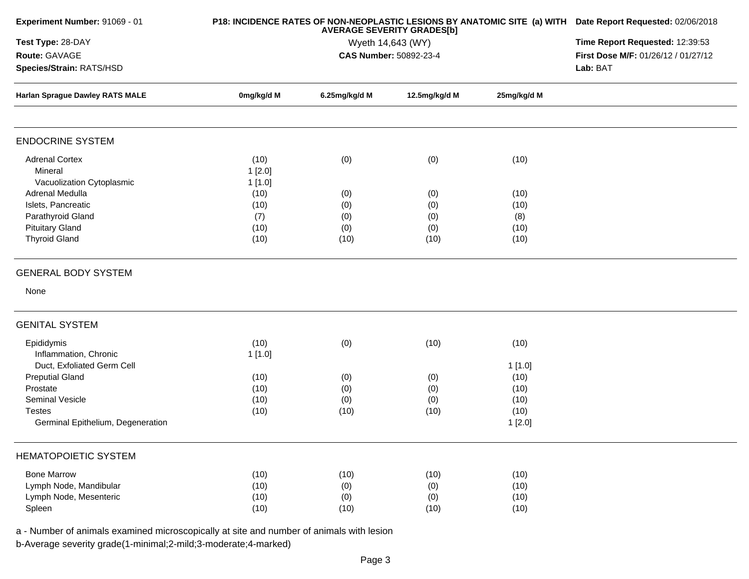**Experiment Number:** 91069 - 01

**Test Type:** 28-DAY

**Route:** GAVAGE

**Species/Strain:** RATS/HSD

**P18: INCIDENCE RATES OF NON-NEOPLASTIC LESIONS BY ANATOMIC SITE (a) WITH AVERAGE SEVERITY GRADES[b]**

Wyeth 14,643 (WY)

**CAS Number:** 50892-23-4

**Date Report Requested:** 02/06/2018

**Time Report Requested:** 12:39:53

**First Dose M/F:** 01/26/12 / 01/27/12

**Lab:** BAT

| Harlan Sprague Dawley RATS MALE | 0mg/kg/d M | 6.25mg/kg/d M | 12.5mg/kg/d M | 25mg/kg/d M |
|---|---|---|---|---|
| **ENDOCRINE SYSTEM** | | | | |
| Adrenal Cortex | (10) | (0) | (0) | (10) |
| Mineral | 1 [2.0] | | | |
| Vacuolization Cytoplasmic | 1 [1.0] | | | |
| Adrenal Medulla | (10) | (0) | (0) | (10) |
| Islets, Pancreatic | (10) | (0) | (0) | (10) |
| Parathyroid Gland | (7) | (0) | (0) | (8) |
| Pituitary Gland | (10) | (0) | (0) | (10) |
| Thyroid Gland | (10) | (10) | (10) | (10) |
| **GENERAL BODY SYSTEM** | | | | |
| None | | | | |
| **GENITAL SYSTEM** | | | | |
| Epididymis | (10) | (0) | (10) | (10) |
| Inflammation, Chronic | 1 [1.0] | | | |
| Duct, Exfoliated Germ Cell | | | | 1 [1.0] |
| Preputial Gland | (10) | (0) | (0) | (10) |
| Prostate | (10) | (0) | (0) | (10) |
| Seminal Vesicle | (10) | (0) | (0) | (10) |
| Testes | (10) | (10) | (10) | (10) |
| Germinal Epithelium, Degeneration | | | | 1 [2.0] |
| **HEMATOPOIETIC SYSTEM** | | | | |
| Bone Marrow | (10) | (10) | (10) | (10) |
| Lymph Node, Mandibular | (10) | (0) | (0) | (10) |
| Lymph Node, Mesenteric | (10) | (0) | (0) | (10) |
| Spleen | (10) | (10) | (10) | (10) |

a - Number of animals examined microscopically at site and number of animals with lesion

b-Average severity grade(1-minimal;2-mild;3-moderate;4-marked)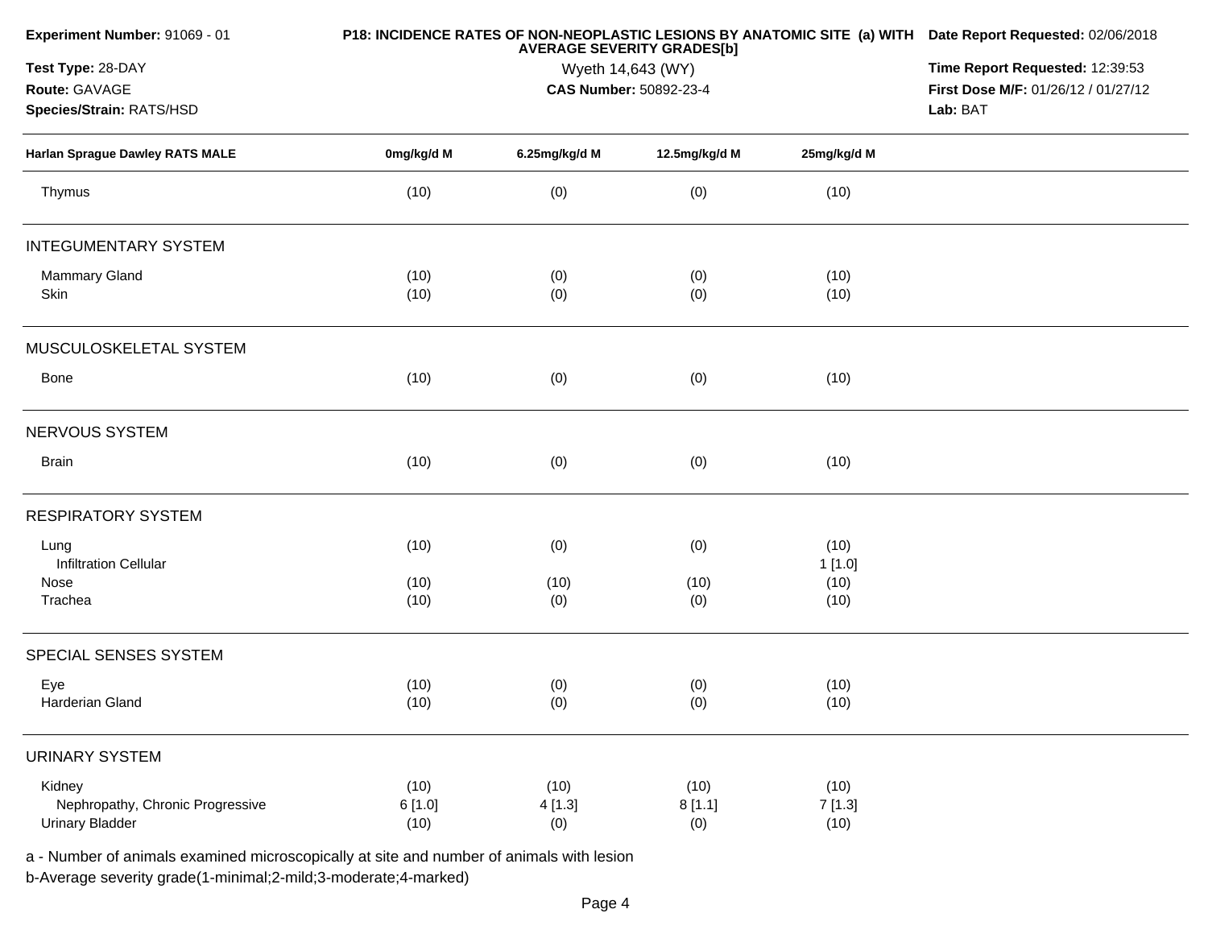**Experiment Number:** 91069 - 01

**Test Type:** 28-DAY

**Route:** GAVAGE

**Species/Strain:** RATS/HSD

**P18: INCIDENCE RATES OF NON-NEOPLASTIC LESIONS BY ANATOMIC SITE (a) WITH AVERAGE SEVERITY GRADES[b]**

Wyeth 14,643 (WY)

**CAS Number:** 50892-23-4

**Date Report Requested:** 02/06/2018

**Time Report Requested:** 12:39:53

**First Dose M/F:** 01/26/12 / 01/27/12

**Lab:** BAT

| Harlan Sprague Dawley RATS MALE | 0mg/kg/d M | 6.25mg/kg/d M | 12.5mg/kg/d M | 25mg/kg/d M |
|---|---|---|---|---|
| Thymus | (10) | (0) | (0) | (10) |
| **INTEGUMENTARY SYSTEM** | | | | |
| Mammary Gland | (10) | (0) | (0) | (10) |
| Skin | (10) | (0) | (0) | (10) |
| **MUSCULOSKELETAL SYSTEM** | | | | |
| Bone | (10) | (0) | (0) | (10) |
| **NERVOUS SYSTEM** | | | | |
| Brain | (10) | (0) | (0) | (10) |
| **RESPIRATORY SYSTEM** | | | | |
| Lung | (10) | (0) | (0) | (10) |
| Infiltration Cellular | | | | 1 [1.0] |
| Nose | (10) | (10) | (10) | (10) |
| Trachea | (10) | (0) | (0) | (10) |
| **SPECIAL SENSES SYSTEM** | | | | |
| Eye | (10) | (0) | (0) | (10) |
| Harderian Gland | (10) | (0) | (0) | (10) |
| **URINARY SYSTEM** | | | | |
| Kidney | (10) | (10) | (10) | (10) |
| Nephropathy, Chronic Progressive | 6 [1.0] | 4 [1.3] | 8 [1.1] | 7 [1.3] |
| Urinary Bladder | (10) | (0) | (0) | (10) |

a - Number of animals examined microscopically at site and number of animals with lesion

b-Average severity grade(1-minimal;2-mild;3-moderate;4-marked)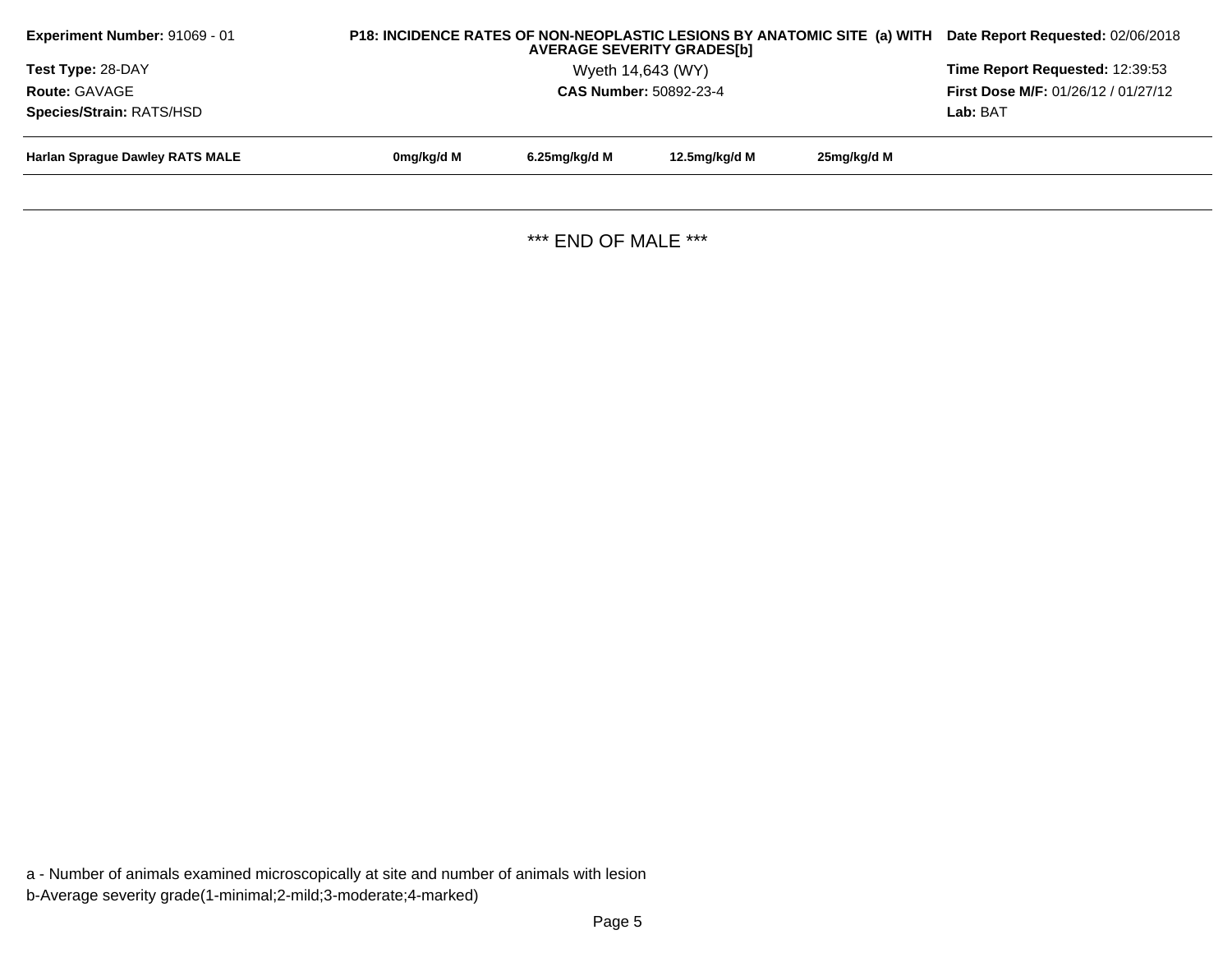**Experiment Number:** 91069 - 01

**Test Type:** 28-DAY

**Route:** GAVAGE

**Species/Strain:** RATS/HSD

**P18: INCIDENCE RATES OF NON-NEOPLASTIC LESIONS BY ANATOMIC SITE (a) WITH AVERAGE SEVERITY GRADES[b]**

Wyeth 14,643 (WY)

**CAS Number:** 50892-23-4

**Date Report Requested:** 02/06/2018

**Time Report Requested:** 12:39:53

**First Dose M/F:** 01/26/12 / 01/27/12

**Lab:** BAT

| Harlan Sprague Dawley RATS MALE | 0mg/kg/d M | 6.25mg/kg/d M | 12.5mg/kg/d M | 25mg/kg/d M |
|---|---|---|---|---|

*** END OF MALE ***

a - Number of animals examined microscopically at site and number of animals with lesion

b-Average severity grade(1-minimal;2-mild;3-moderate;4-marked)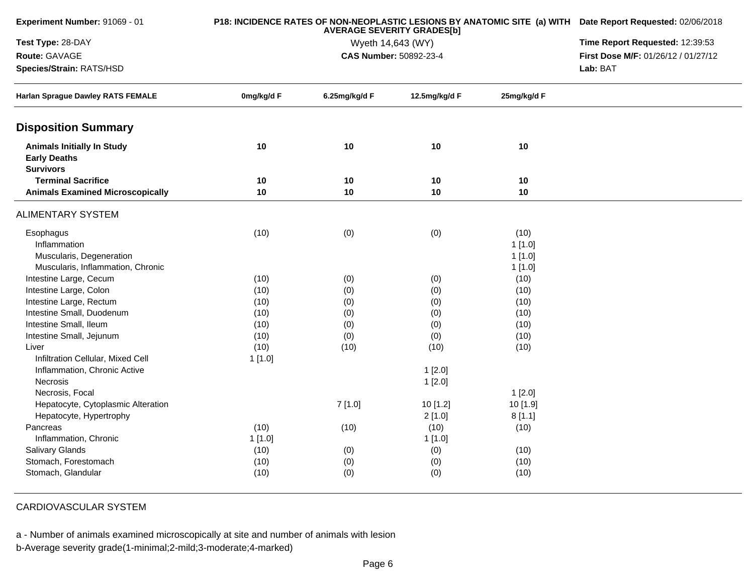**Experiment Number:** 91069 - 01

**Test Type:** 28-DAY

**Route:** GAVAGE

**Species/Strain:** RATS/HSD

**P18: INCIDENCE RATES OF NON-NEOPLASTIC LESIONS BY ANATOMIC SITE (a) WITH AVERAGE SEVERITY GRADES[b]**

Wyeth 14,643 (WY)

**CAS Number:** 50892-23-4

**Date Report Requested:** 02/06/2018

**Time Report Requested:** 12:39:53

**First Dose M/F:** 01/26/12 / 01/27/12

**Lab:** BAT

| Harlan Sprague Dawley RATS FEMALE | 0mg/kg/d F | 6.25mg/kg/d F | 12.5mg/kg/d F | 25mg/kg/d F |
|---|---|---|---|---|
| **Disposition Summary** | | | | |
| **Animals Initially In Study** | **10** | **10** | **10** | **10** |
| **Early Deaths** | | | | |
| **Survivors** | | | | |
| **Terminal Sacrifice** | **10** | **10** | **10** | **10** |
| **Animals Examined Microscopically** | **10** | **10** | **10** | **10** |
| ALIMENTARY SYSTEM | | | | |
| Esophagus | (10) | (0) | (0) | (10) |
| Inflammation | | | | 1 [1.0] |
| Muscularis, Degeneration | | | | 1 [1.0] |
| Muscularis, Inflammation, Chronic | | | | 1 [1.0] |
| Intestine Large, Cecum | (10) | (0) | (0) | (10) |
| Intestine Large, Colon | (10) | (0) | (0) | (10) |
| Intestine Large, Rectum | (10) | (0) | (0) | (10) |
| Intestine Small, Duodenum | (10) | (0) | (0) | (10) |
| Intestine Small, Ileum | (10) | (0) | (0) | (10) |
| Intestine Small, Jejunum | (10) | (0) | (0) | (10) |
| Liver | (10) | (10) | (10) | (10) |
| Infiltration Cellular, Mixed Cell | 1 [1.0] | | | |
| Inflammation, Chronic Active | | | 1 [2.0] | |
| Necrosis | | | 1 [2.0] | |
| Necrosis, Focal | | | | 1 [2.0] |
| Hepatocyte, Cytoplasmic Alteration | | 7 [1.0] | 10 [1.2] | 10 [1.9] |
| Hepatocyte, Hypertrophy | | | 2 [1.0] | 8 [1.1] |
| Pancreas | (10) | (10) | (10) | (10) |
| Inflammation, Chronic | 1 [1.0] | | 1 [1.0] | |
| Salivary Glands | (10) | (0) | (0) | (10) |
| Stomach, Forestomach | (10) | (0) | (0) | (10) |
| Stomach, Glandular | (10) | (0) | (0) | (10) |
| CARDIOVASCULAR SYSTEM | | | | |

a - Number of animals examined microscopically at site and number of animals with lesion

b-Average severity grade(1-minimal;2-mild;3-moderate;4-marked)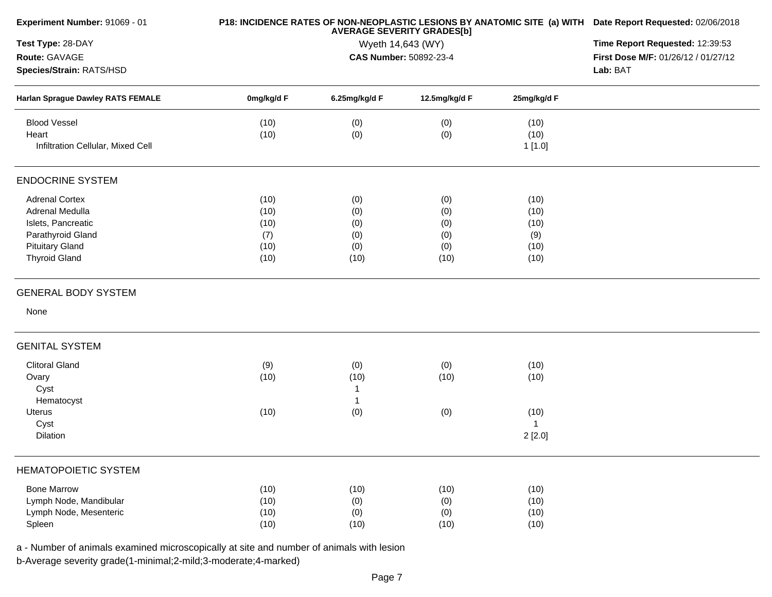**Experiment Number:** 91069 - 01

**Test Type:** 28-DAY

**Route:** GAVAGE

**Species/Strain:** RATS/HSD

**P18: INCIDENCE RATES OF NON-NEOPLASTIC LESIONS BY ANATOMIC SITE (a) WITH AVERAGE SEVERITY GRADES[b]**

Wyeth 14,643 (WY)

**CAS Number:** 50892-23-4

**Date Report Requested:** 02/06/2018

**Time Report Requested:** 12:39:53

**First Dose M/F:** 01/26/12 / 01/27/12

**Lab:** BAT

| Harlan Sprague Dawley RATS FEMALE | 0mg/kg/d F | 6.25mg/kg/d F | 12.5mg/kg/d F | 25mg/kg/d F |
|---|---|---|---|---|
| Blood Vessel | (10) | (0) | (0) | (10) |
| Heart | (10) | (0) | (0) | (10) |
| Infiltration Cellular, Mixed Cell | | | | 1 [1.0] |
| **ENDOCRINE SYSTEM** | | | | |
| Adrenal Cortex | (10) | (0) | (0) | (10) |
| Adrenal Medulla | (10) | (0) | (0) | (10) |
| Islets, Pancreatic | (10) | (0) | (0) | (10) |
| Parathyroid Gland | (7) | (0) | (0) | (9) |
| Pituitary Gland | (10) | (0) | (0) | (10) |
| Thyroid Gland | (10) | (10) | (10) | (10) |
| **GENERAL BODY SYSTEM** | | | | |
| None | | | | |
| **GENITAL SYSTEM** | | | | |
| Clitoral Gland | (9) | (0) | (0) | (10) |
| Ovary | (10) | (10) | (10) | (10) |
| Cyst | | 1 | | |
| Hematocyst | | 1 | | |
| Uterus | (10) | (0) | (0) | (10) |
| Cyst | | | | 1 |
| Dilation | | | | 2 [2.0] |
| **HEMATOPOIETIC SYSTEM** | | | | |
| Bone Marrow | (10) | (10) | (10) | (10) |
| Lymph Node, Mandibular | (10) | (0) | (0) | (10) |
| Lymph Node, Mesenteric | (10) | (0) | (0) | (10) |
| Spleen | (10) | (10) | (10) | (10) |

a - Number of animals examined microscopically at site and number of animals with lesion

b-Average severity grade(1-minimal;2-mild;3-moderate;4-marked)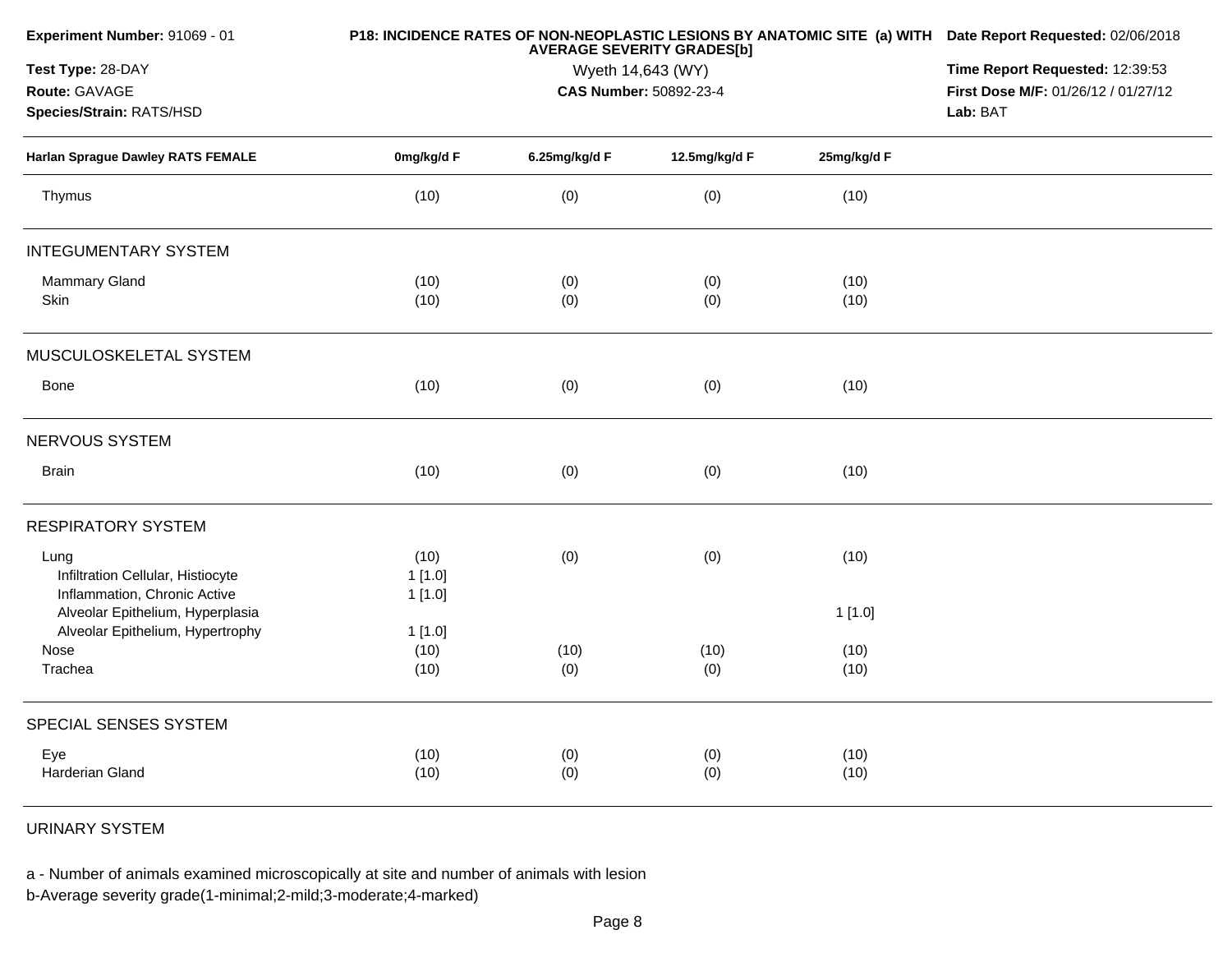**Experiment Number:** 91069 - 01
**Test Type:** 28-DAY
**Route:** GAVAGE
**Species/Strain:** RATS/HSD

**P18: INCIDENCE RATES OF NON-NEOPLASTIC LESIONS BY ANATOMIC SITE (a) WITH AVERAGE SEVERITY GRADES[b]**
Wyeth 14,643 (WY)
**CAS Number:** 50892-23-4

**Date Report Requested:** 02/06/2018
**Time Report Requested:** 12:39:53
**First Dose M/F:** 01/26/12 / 01/27/12
**Lab:** BAT

| Harlan Sprague Dawley RATS FEMALE | 0mg/kg/d F | 6.25mg/kg/d F | 12.5mg/kg/d F | 25mg/kg/d F |
|---|---|---|---|---|
| Thymus | (10) | (0) | (0) | (10) |
| **INTEGUMENTARY SYSTEM** | | | | |
| Mammary Gland | (10) | (0) | (0) | (10) |
| Skin | (10) | (0) | (0) | (10) |
| **MUSCULOSKELETAL SYSTEM** | | | | |
| Bone | (10) | (0) | (0) | (10) |
| **NERVOUS SYSTEM** | | | | |
| Brain | (10) | (0) | (0) | (10) |
| **RESPIRATORY SYSTEM** | | | | |
| Lung | (10) | (0) | (0) | (10) |
| Infiltration Cellular, Histiocyte | 1 [1.0] | | | |
| Inflammation, Chronic Active | 1 [1.0] | | | |
| Alveolar Epithelium, Hyperplasia | | | | 1 [1.0] |
| Alveolar Epithelium, Hypertrophy | 1 [1.0] | | | |
| Nose | (10) | (10) | (10) | (10) |
| Trachea | (10) | (0) | (0) | (10) |
| **SPECIAL SENSES SYSTEM** | | | | |
| Eye | (10) | (0) | (0) | (10) |
| Harderian Gland | (10) | (0) | (0) | (10) |
| **URINARY SYSTEM** | | | | |

a - Number of animals examined microscopically at site and number of animals with lesion
b-Average severity grade(1-minimal;2-mild;3-moderate;4-marked)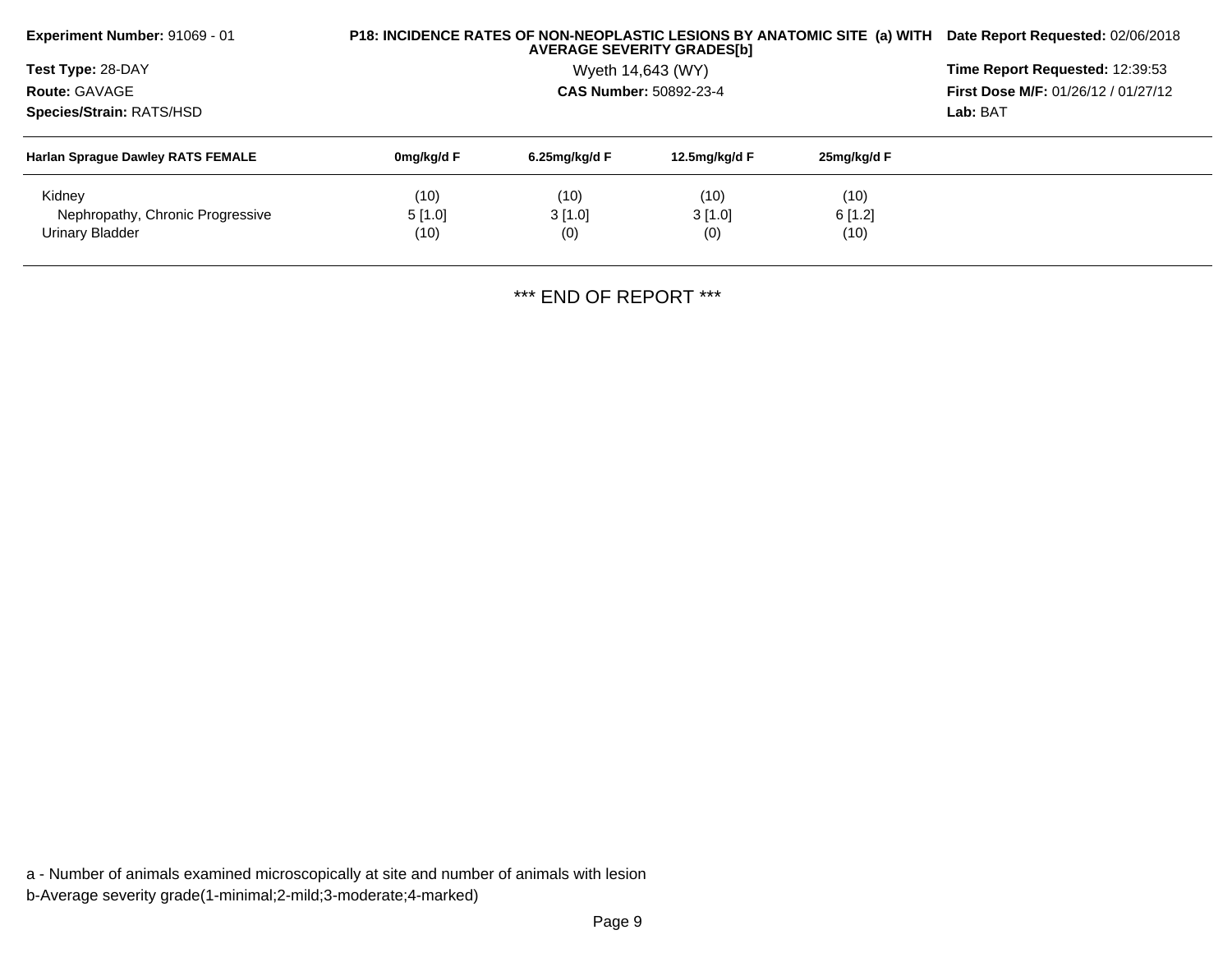**Experiment Number:** 91069 - 01

**Test Type:** 28-DAY

**Route:** GAVAGE

**Species/Strain:** RATS/HSD

**P18: INCIDENCE RATES OF NON-NEOPLASTIC LESIONS BY ANATOMIC SITE (a) WITH AVERAGE SEVERITY GRADES[b]**

Wyeth 14,643 (WY)

**CAS Number:** 50892-23-4

**Date Report Requested:** 02/06/2018

**Time Report Requested:** 12:39:53

**First Dose M/F:** 01/26/12 / 01/27/12

**Lab:** BAT

| Harlan Sprague Dawley RATS FEMALE | 0mg/kg/d F | 6.25mg/kg/d F | 12.5mg/kg/d F | 25mg/kg/d F |
|---|---|---|---|---|
| Kidney | (10) | (10) | (10) | (10) |
| Nephropathy, Chronic Progressive | 5 [1.0] | 3 [1.0] | 3 [1.0] | 6 [1.2] |
| Urinary Bladder | (10) | (0) | (0) | (10) |

*** END OF REPORT ***

a - Number of animals examined microscopically at site and number of animals with lesion

b-Average severity grade(1-minimal;2-mild;3-moderate;4-marked)